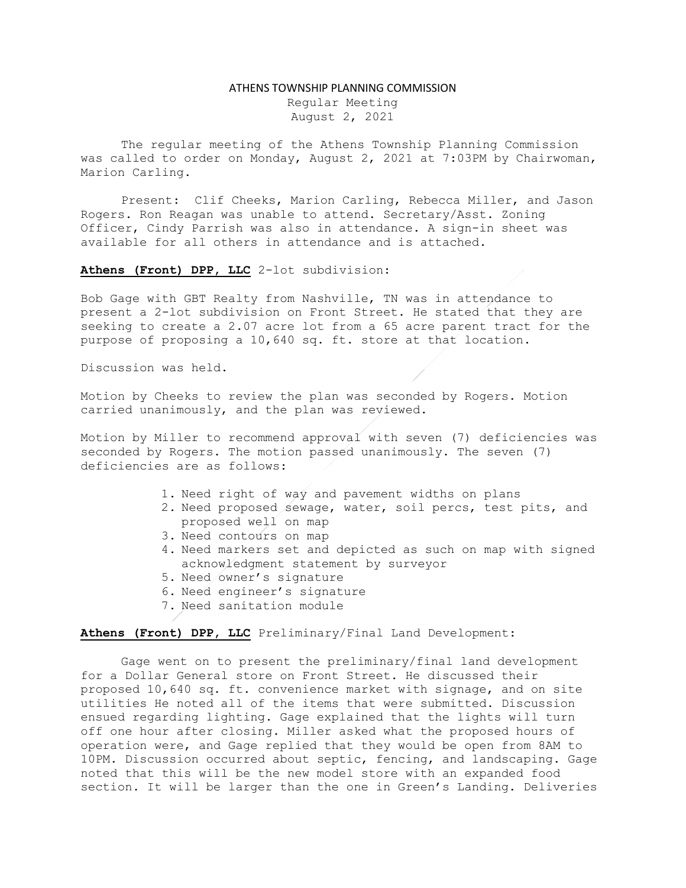# ATHENS TOWNSHIP PLANNING COMMISSION

Regular Meeting
August 2, 2021

The regular meeting of the Athens Township Planning Commission was called to order on Monday, August 2, 2021 at 7:03PM by Chairwoman, Marion Carling.

Present: Clif Cheeks, Marion Carling, Rebecca Miller, and Jason Rogers. Ron Reagan was unable to attend. Secretary/Asst. Zoning Officer, Cindy Parrish was also in attendance. A sign-in sheet was available for all others in attendance and is attached.

**Athens (Front) DPP, LLC** 2-lot subdivision:

Bob Gage with GBT Realty from Nashville, TN was in attendance to present a 2-lot subdivision on Front Street. He stated that they are seeking to create a 2.07 acre lot from a 65 acre parent tract for the purpose of proposing a 10,640 sq. ft. store at that location.

Discussion was held.

Motion by Cheeks to review the plan was seconded by Rogers. Motion carried unanimously, and the plan was reviewed.

Motion by Miller to recommend approval with seven (7) deficiencies was seconded by Rogers. The motion passed unanimously. The seven (7) deficiencies are as follows:

1. Need right of way and pavement widths on plans
2. Need proposed sewage, water, soil percs, test pits, and proposed well on map
3. Need contours on map
4. Need markers set and depicted as such on map with signed acknowledgment statement by surveyor
5. Need owner's signature
6. Need engineer's signature
7. Need sanitation module

**Athens (Front) DPP, LLC** Preliminary/Final Land Development:

Gage went on to present the preliminary/final land development for a Dollar General store on Front Street. He discussed their proposed 10,640 sq. ft. convenience market with signage, and on site utilities He noted all of the items that were submitted. Discussion ensued regarding lighting. Gage explained that the lights will turn off one hour after closing. Miller asked what the proposed hours of operation were, and Gage replied that they would be open from 8AM to 10PM. Discussion occurred about septic, fencing, and landscaping. Gage noted that this will be the new model store with an expanded food section. It will be larger than the one in Green's Landing. Deliveries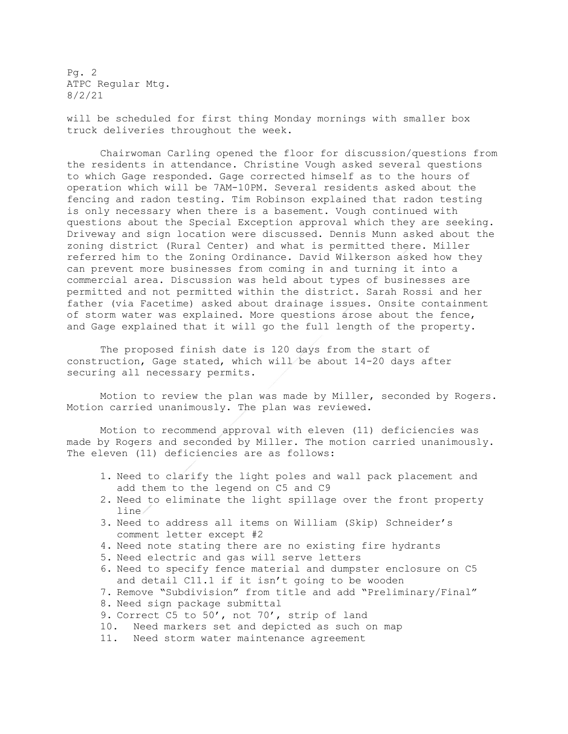will be scheduled for first thing Monday mornings with smaller box truck deliveries throughout the week.

Chairwoman Carling opened the floor for discussion/questions from the residents in attendance. Christine Vough asked several questions to which Gage responded. Gage corrected himself as to the hours of operation which will be 7AM-10PM. Several residents asked about the fencing and radon testing. Tim Robinson explained that radon testing is only necessary when there is a basement. Vough continued with questions about the Special Exception approval which they are seeking. Driveway and sign location were discussed. Dennis Munn asked about the zoning district (Rural Center) and what is permitted there. Miller referred him to the Zoning Ordinance. David Wilkerson asked how they can prevent more businesses from coming in and turning it into a commercial area. Discussion was held about types of businesses are permitted and not permitted within the district. Sarah Rossi and her father (via Facetime) asked about drainage issues. Onsite containment of storm water was explained. More questions arose about the fence, and Gage explained that it will go the full length of the property.

The proposed finish date is 120 days from the start of construction, Gage stated, which will be about 14-20 days after securing all necessary permits.

Motion to review the plan was made by Miller, seconded by Rogers. Motion carried unanimously. The plan was reviewed.

Motion to recommend approval with eleven (11) deficiencies was made by Rogers and seconded by Miller. The motion carried unanimously. The eleven (11) deficiencies are as follows:

1. Need to clarify the light poles and wall pack placement and add them to the legend on C5 and C9
2. Need to eliminate the light spillage over the front property line
3. Need to address all items on William (Skip) Schneider's comment letter except #2
4. Need note stating there are no existing fire hydrants
5. Need electric and gas will serve letters
6. Need to specify fence material and dumpster enclosure on C5 and detail C11.1 if it isn't going to be wooden
7. Remove "Subdivision" from title and add "Preliminary/Final"
8. Need sign package submittal
9. Correct C5 to 50', not 70', strip of land
10. Need markers set and depicted as such on map
11. Need storm water maintenance agreement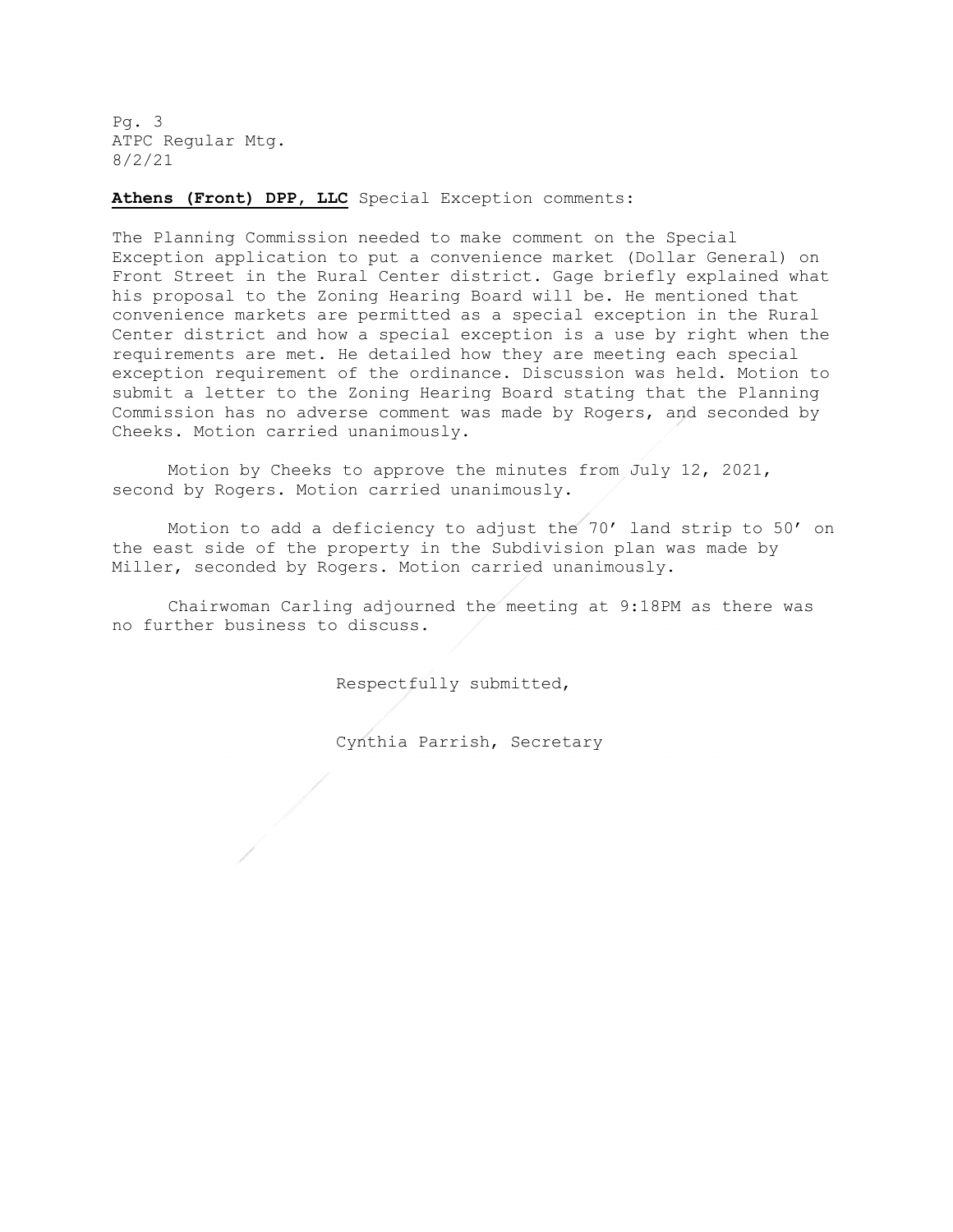**Athens (Front) DPP, LLC** Special Exception comments:

The Planning Commission needed to make comment on the Special Exception application to put a convenience market (Dollar General) on Front Street in the Rural Center district. Gage briefly explained what his proposal to the Zoning Hearing Board will be. He mentioned that convenience markets are permitted as a special exception in the Rural Center district and how a special exception is a use by right when the requirements are met. He detailed how they are meeting each special exception requirement of the ordinance. Discussion was held. Motion to submit a letter to the Zoning Hearing Board stating that the Planning Commission has no adverse comment was made by Rogers, and seconded by Cheeks. Motion carried unanimously.

Motion by Cheeks to approve the minutes from July 12, 2021, second by Rogers. Motion carried unanimously.

Motion to add a deficiency to adjust the 70' land strip to 50' on the east side of the property in the Subdivision plan was made by Miller, seconded by Rogers. Motion carried unanimously.

Chairwoman Carling adjourned the meeting at 9:18PM as there was no further business to discuss.

Respectfully submitted,

Cynthia Parrish, Secretary